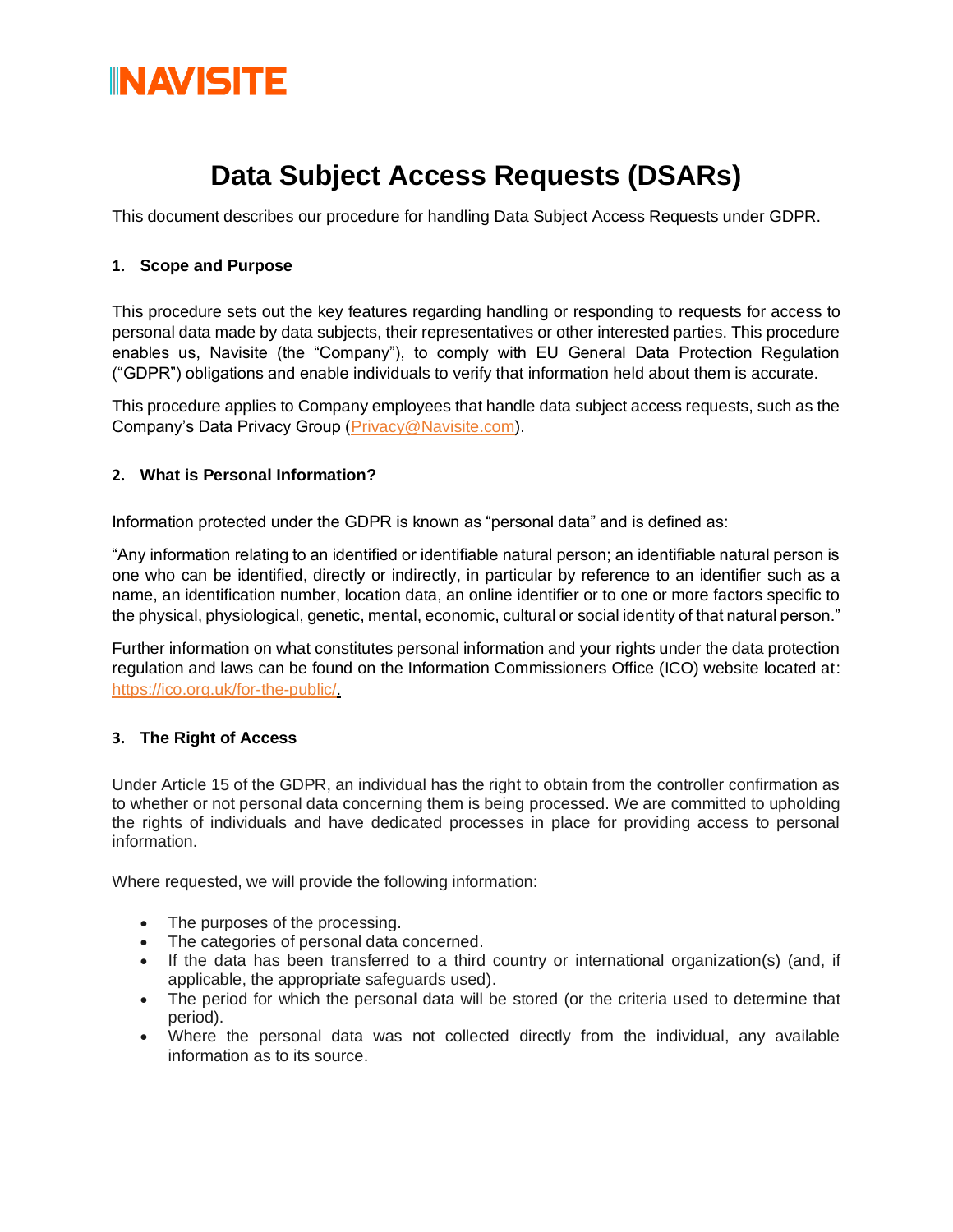# Data Subject Access Requests (DSARs)

This document describes our procedure for handling Data Subject Access Requests under GDPR.

## 1. Scope and Purpose

This procedure sets out the key features regarding handling or responding to requests for access to personal data made by data subjects, their representatives or other interested parties. This procedure enables us, Navisite (the "Company"), to comply with EU General Data Protection Regulation ("GDPR") obligations and enable individuals to verify that information held about them is accurate.

This procedure applies to Company employees that handle data subject access requests, such as the Company's Data Privacy Group (Privacy@Navisite.com).

## 2. What is Personal Information?

Information protected under the GDPR is known as "personal data" and is defined as:

"Any information relating to an identified or identifiable natural person; an identifiable natural person is one who can be identified, directly or indirectly, in particular by reference to an identifier such as a name, an identification number, location data, an online identifier or to one or more factors specific to the physical, physiological, genetic, mental, economic, cultural or social identity of that natural person."

Further information on what constitutes personal information and your rights under the data protection regulation and laws can be found on the Information Commissioners Office (ICO) website located at: https://ico.org.uk/for-the-public/.

## 3. The Right of Access

Under Article 15 of the GDPR, an individual has the right to obtain from the controller confirmation as to whether or not personal data concerning them is being processed. We are committed to upholding the rights of individuals and have dedicated processes in place for providing access to personal information.

Where requested, we will provide the following information:

- The purposes of the processing.
- The categories of personal data concerned.
- If the data has been transferred to a third country or international organization(s) (and, if applicable, the appropriate safeguards used).
- The period for which the personal data will be stored (or the criteria used to determine that period).
- Where the personal data was not collected directly from the individual, any available information as to its source.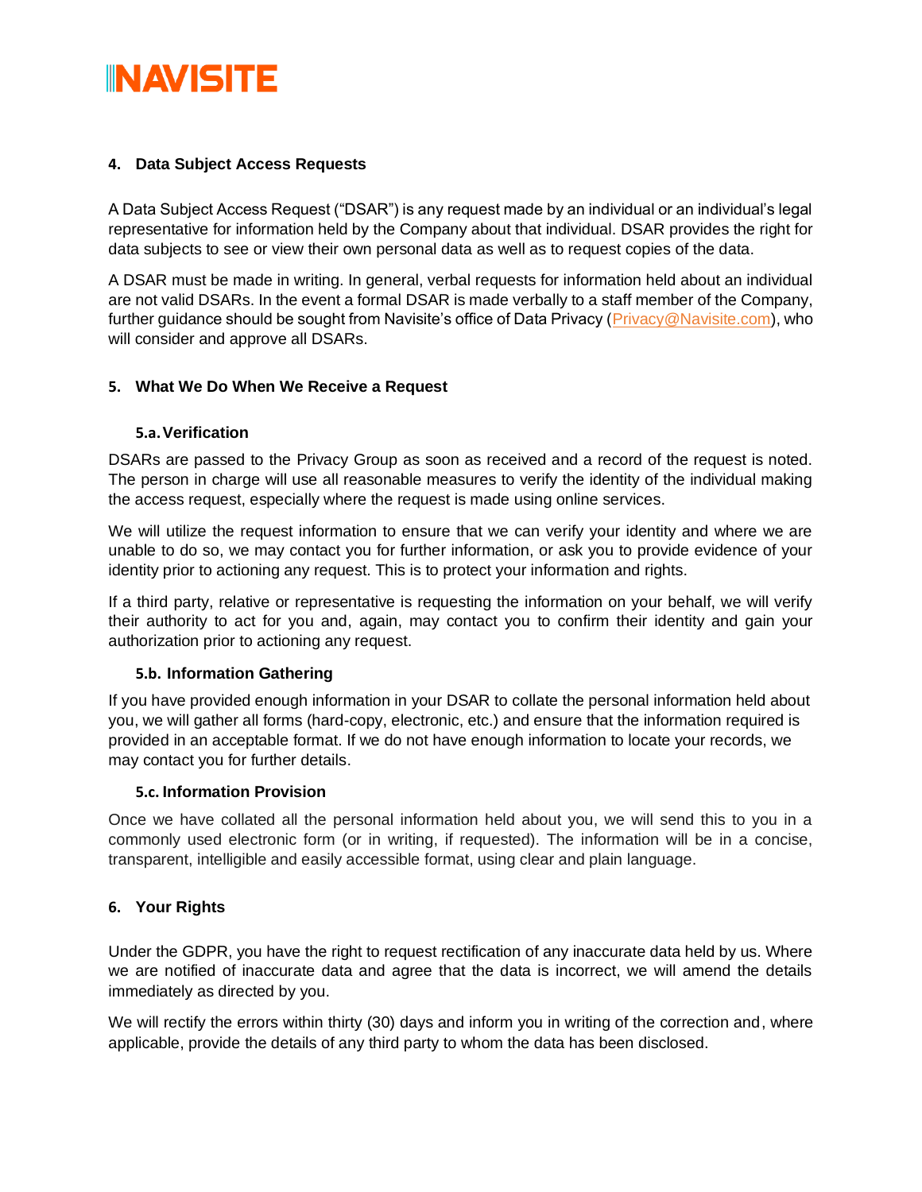## 4. Data Subject Access Requests

A Data Subject Access Request ("DSAR") is any request made by an individual or an individual's legal representative for information held by the Company about that individual. DSAR provides the right for data subjects to see or view their own personal data as well as to request copies of the data.

A DSAR must be made in writing. In general, verbal requests for information held about an individual are not valid DSARs. In the event a formal DSAR is made verbally to a staff member of the Company, further guidance should be sought from Navisite's office of Data Privacy (Privacy@Navisite.com), who will consider and approve all DSARs.

## 5. What We Do When We Receive a Request

### 5.a. Verification

DSARs are passed to the Privacy Group as soon as received and a record of the request is noted. The person in charge will use all reasonable measures to verify the identity of the individual making the access request, especially where the request is made using online services.

We will utilize the request information to ensure that we can verify your identity and where we are unable to do so, we may contact you for further information, or ask you to provide evidence of your identity prior to actioning any request. This is to protect your information and rights.

If a third party, relative or representative is requesting the information on your behalf, we will verify their authority to act for you and, again, may contact you to confirm their identity and gain your authorization prior to actioning any request.

### 5.b. Information Gathering

If you have provided enough information in your DSAR to collate the personal information held about you, we will gather all forms (hard-copy, electronic, etc.) and ensure that the information required is provided in an acceptable format. If we do not have enough information to locate your records, we may contact you for further details.

### 5.c. Information Provision

Once we have collated all the personal information held about you, we will send this to you in a commonly used electronic form (or in writing, if requested). The information will be in a concise, transparent, intelligible and easily accessible format, using clear and plain language.

## 6. Your Rights

Under the GDPR, you have the right to request rectification of any inaccurate data held by us. Where we are notified of inaccurate data and agree that the data is incorrect, we will amend the details immediately as directed by you.

We will rectify the errors within thirty (30) days and inform you in writing of the correction and, where applicable, provide the details of any third party to whom the data has been disclosed.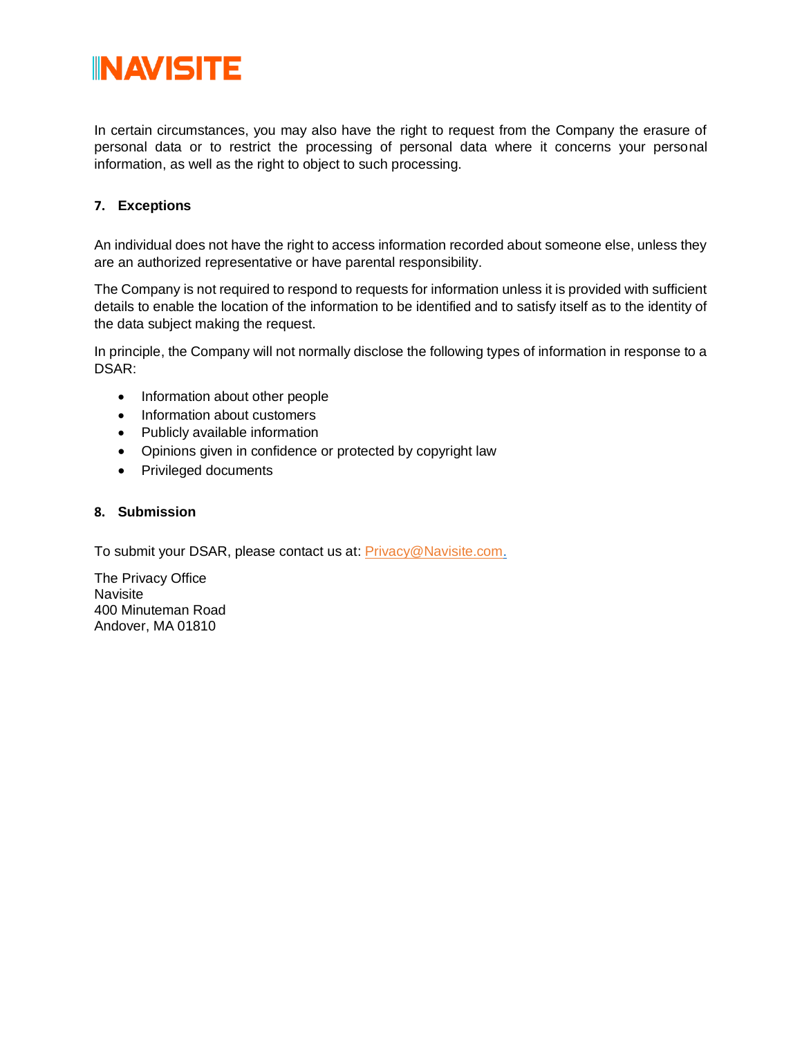In certain circumstances, you may also have the right to request from the Company the erasure of personal data or to restrict the processing of personal data where it concerns your personal information, as well as the right to object to such processing.

## 7. Exceptions

An individual does not have the right to access information recorded about someone else, unless they are an authorized representative or have parental responsibility.

The Company is not required to respond to requests for information unless it is provided with sufficient details to enable the location of the information to be identified and to satisfy itself as to the identity of the data subject making the request.

In principle, the Company will not normally disclose the following types of information in response to a DSAR:

- Information about other people
- Information about customers
- Publicly available information
- Opinions given in confidence or protected by copyright law
- Privileged documents

## 8. Submission

To submit your DSAR, please contact us at: Privacy@Navisite.com.

The Privacy Office
Navisite
400 Minuteman Road
Andover, MA 01810